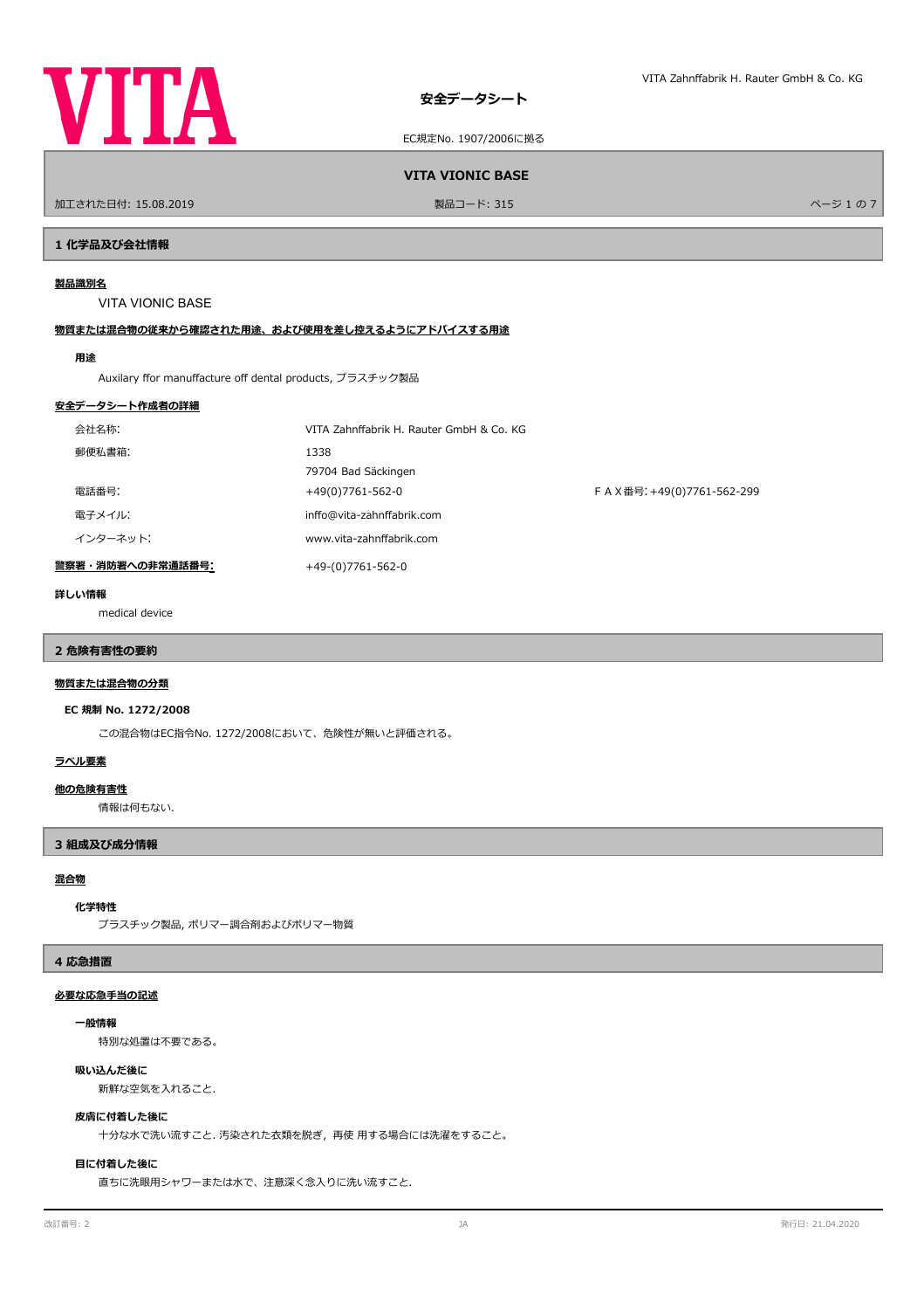# 安全データシート

EC規定No. 1907/2006に拠る

**VITA VIONIC BASE**

加工された日付: 15.08.2019　　製品コード: 315

## 1 化学品及び会社情報

**製品識別名**

VITA VIONIC BASE

**物質または混合物の従来から確認された用途、および使用を差し控えるようにアドバイスする用途**

**用途**

Auxilary ffor manuffacture off dental products, プラスチック製品

**安全データシート作成者の詳細**

| | | |
|---|---|---|
| 会社名称: | VITA Zahnffabrik H. Rauter GmbH & Co. KG | |
| 郵便私書箱: | 1338 | |
| | 79704 Bad Säckingen | |
| 電話番号: | +49(0)7761-562-0 | ＦＡＸ番号: +49(0)7761-562-299 |
| 電子メイル: | inffo@vita-zahnffabrik.com | |
| インターネット: | www.vita-zahnffabrik.com | |

**警察署・消防署への非常通話番号:** +49-(0)7761-562-0

**詳しい情報**

medical device

## 2 危険有害性の要約

**物質または混合物の分類**

**EC 規制 No. 1272/2008**

この混合物はEC指令No. 1272/2008において、危険性が無いと評価される。

**ラベル要素**

**他の危険有害性**

情報は何もない.

## 3 組成及び成分情報

**混合物**

**化学特性**

プラスチック製品, ポリマー調合剤およびポリマー物質

## 4 応急措置

**必要な応急手当の記述**

**一般情報**

特別な処置は不要である。

**吸い込んだ後に**

新鮮な空気を入れること.

**皮膚に付着した後に**

十分な水で洗い流すこと. 汚染された衣類を脱ぎ，再使 用する場合には洗濯をすること。

**目に付着した後に**

直ちに洗眼用シャワーまたは水で、注意深く念入りに洗い流すこと.

改訂番号: 2　　JA　　発行日: 21.04.2020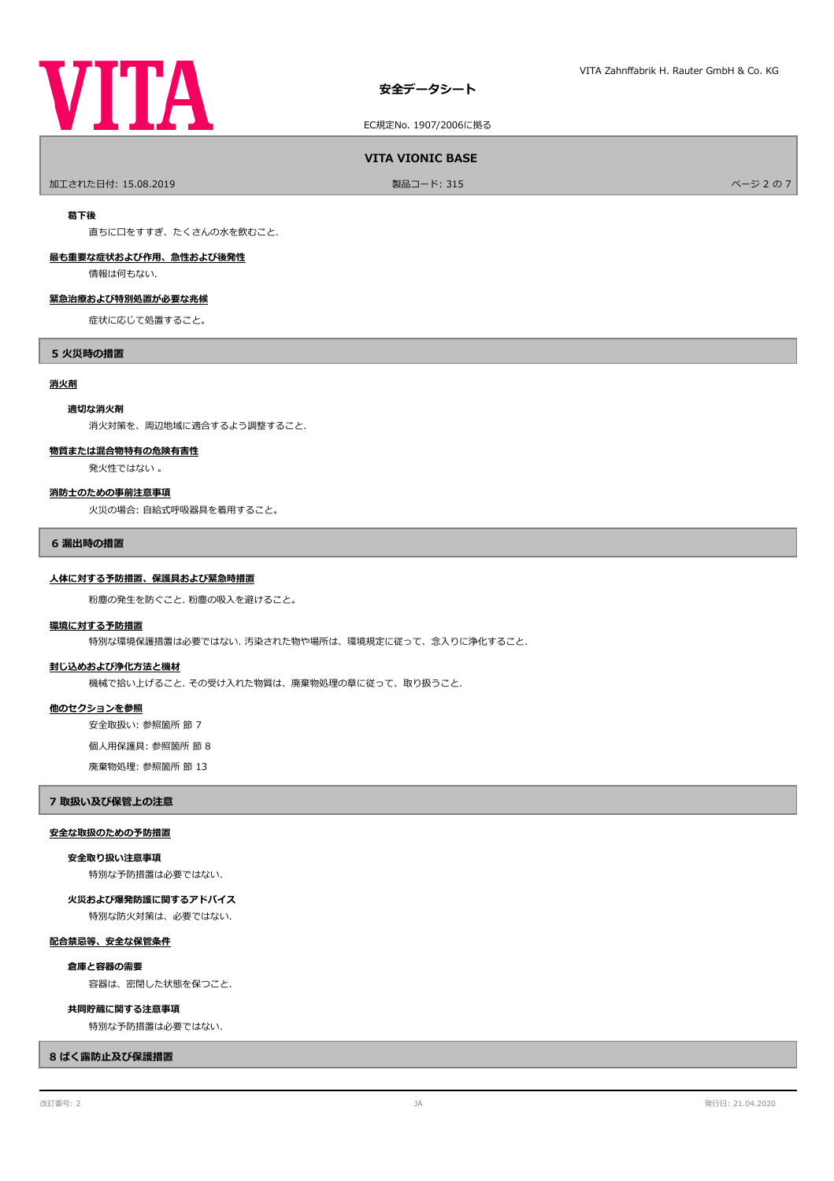**葛下後**

直ちに口をすすぎ、たくさんの水を飲むこと.

**最も重要な症状および作用、急性および後発性**

情報は何もない.

**緊急治療および特別処置が必要な兆候**

症状に応じて処置すること。

## 5 火災時の措置

**消火剤**

**適切な消火剤**

消火対策を、周辺地域に適合するよう調整すること.

**物質または混合物特有の危険有害性**

発火性ではない 。

**消防士のための事前注意事項**

火災の場合: 自給式呼吸器具を着用すること。

## 6 漏出時の措置

**人体に対する予防措置、保護具および緊急時措置**

粉塵の発生を防ぐこと. 粉塵の吸入を避けること。

**環境に対する予防措置**

特別な環境保護措置は必要ではない. 汚染された物や場所は、環境規定に従って、念入りに浄化すること.

**封じ込めおよび浄化方法と機材**

機械で拾い上げること. その受け入れた物質は、廃棄物処理の章に従って、取り扱うこと.

**他のセクションを参照**

安全取扱い: 参照箇所 節 7

個人用保護具: 参照箇所 節 8

廃棄物処理: 参照箇所 節 13

## 7 取扱い及び保管上の注意

**安全な取扱のための予防措置**

**安全取り扱い注意事項**

特別な予防措置は必要ではない.

**火災および爆発防護に関するアドバイス**

特別な防火対策は、必要ではない.

**配合禁忌等、安全な保管条件**

**倉庫と容器の需要**

容器は、密閉した状態を保つこと.

**共同貯蔵に関する注意事項**

特別な予防措置は必要ではない.

## 8 ばく露防止及び保護措置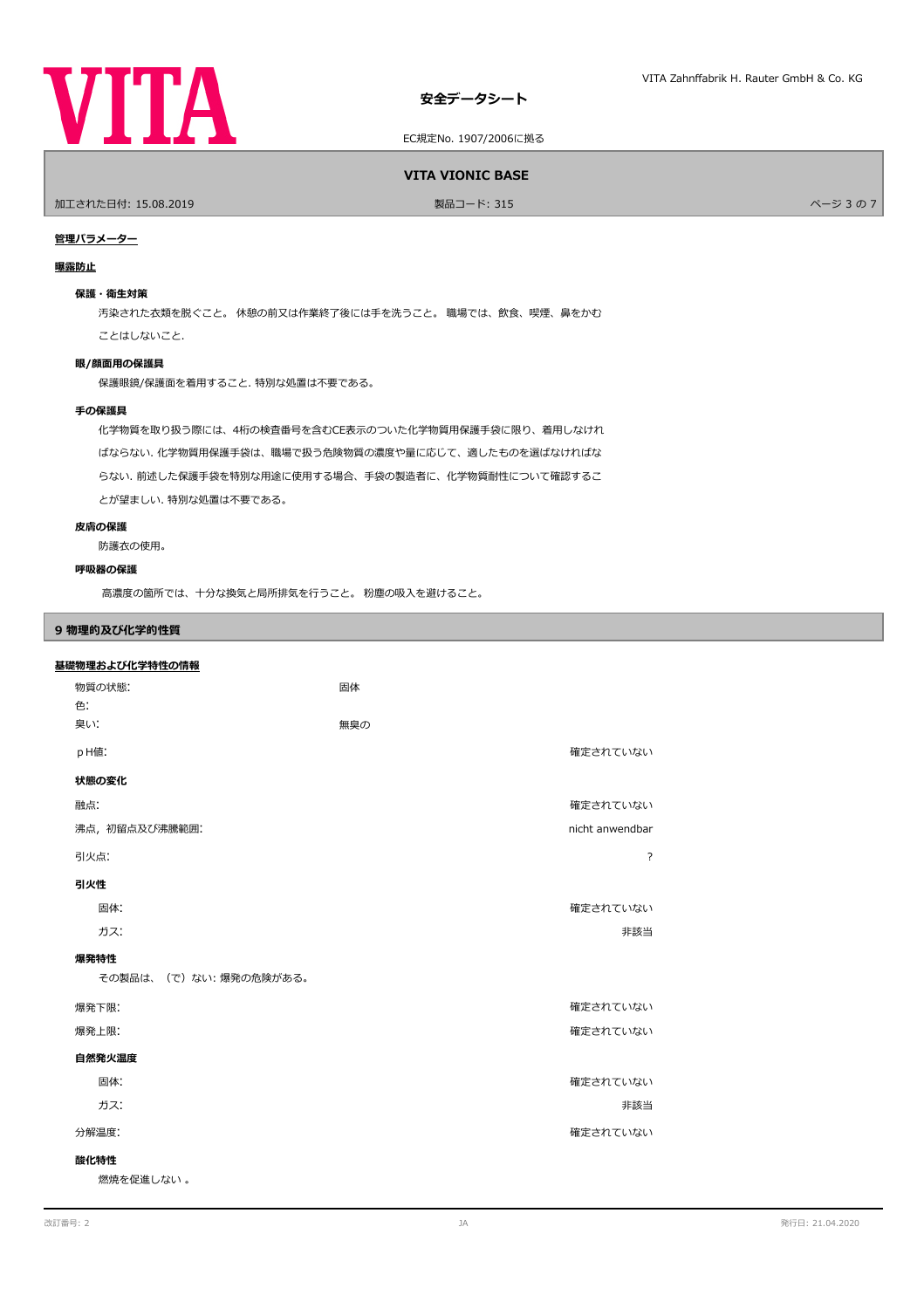**管理パラメーター**

**曝露防止**

**保護・衛生対策**

汚染された衣類を脱ぐこと。 休憩の前又は作業終了後には手を洗うこと。 職場では、飲食、喫煙、鼻をかむことはしないこと.

**眼/顔面用の保護具**

保護眼鏡/保護面を着用すること. 特別な処置は不要である。

**手の保護具**

化学物質を取り扱う際には、4桁の検査番号を含むCE表示のついた化学物質用保護手袋に限り、着用しなければならない. 化学物質用保護手袋は、職場で扱う危険物質の濃度や量に応じて、適したものを選ばなければならない. 前述した保護手袋を特別な用途に使用する場合、手袋の製造者に、化学物質耐性について確認することが望ましい. 特別な処置は不要である。

**皮膚の保護**

防護衣の使用。

**呼吸器の保護**

高濃度の箇所では、十分な換気と局所排気を行うこと。 粉塵の吸入を避けること。

## 9 物理的及び化学的性質

**基礎物理および化学特性の情報**

| | | |
|---|---|---|
| 物質の状態: | 固体 | |
| 色: | | |
| 臭い: | 無臭の | |
| pH値: | | 確定されていない |

**状態の変化**

| | |
|---|---|
| 融点: | 確定されていない |
| 沸点，初留点及び沸騰範囲: | nicht anwendbar |
| 引火点: | ? |

**引火性**

| | |
|---|---|
| 固体: | 確定されていない |
| ガス: | 非該当 |

**爆発特性**

その製品は、（で）ない: 爆発の危険がある。

| | |
|---|---|
| 爆発下限: | 確定されていない |
| 爆発上限: | 確定されていない |

**自然発火温度**

| | |
|---|---|
| 固体: | 確定されていない |
| ガス: | 非該当 |
| 分解温度: | 確定されていない |

**酸化特性**

燃焼を促進しない 。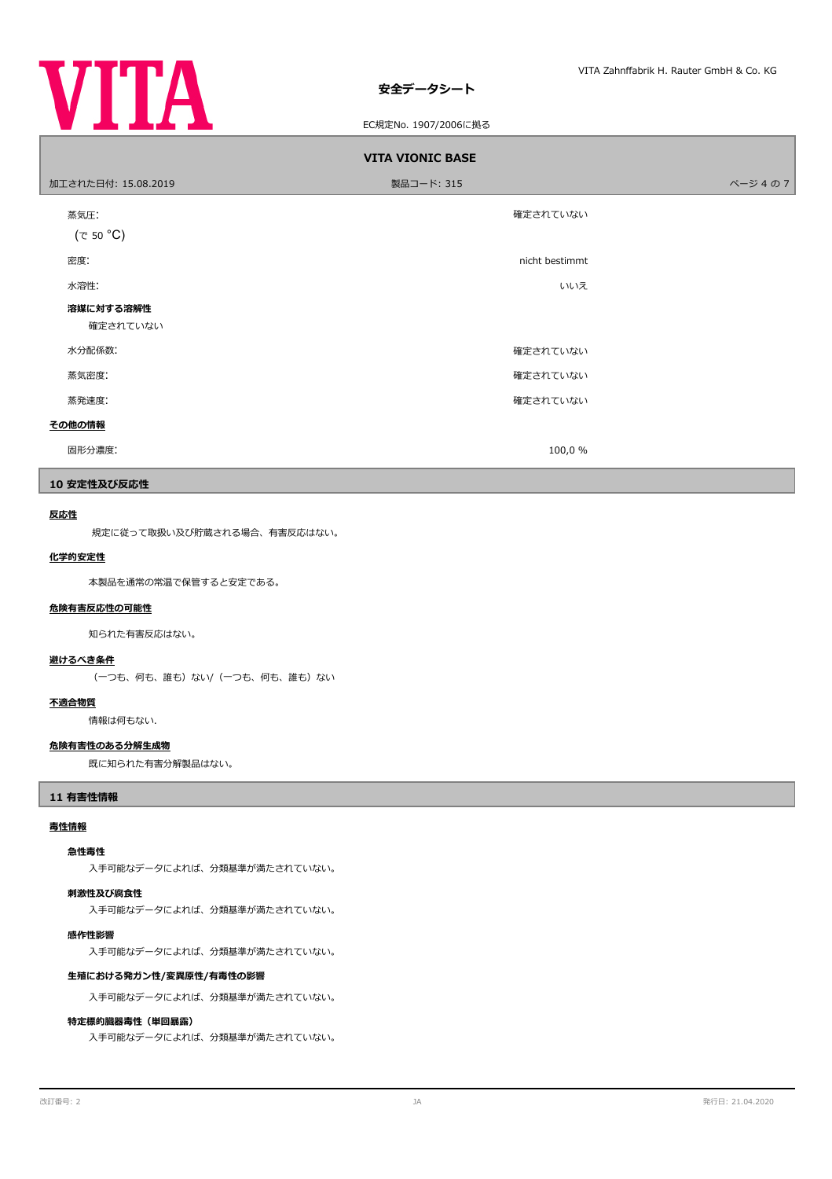| | |
|---|---|
| 蒸気圧:<br>（で 50 °C) | 確定されていない |
| 密度: | nicht bestimmt |
| 水溶性: | いいえ |

**溶媒に対する溶解性**

確定されていない

| | |
|---|---|
| 水分配係数: | 確定されていない |
| 蒸気密度: | 確定されていない |
| 蒸発速度: | 確定されていない |

**その他の情報**

| | |
|---|---|
| 固形分濃度: | 100,0 % |

## 10 安定性及び反応性

**反応性**

規定に従って取扱い及び貯蔵される場合、有害反応はない。

**化学的安定性**

本製品を通常の常温で保管すると安定である。

**危険有害反応性の可能性**

知られた有害反応はない。

**避けるべき条件**

（一つも、何も、誰も）ない/（一つも、何も、誰も）ない

**不適合物質**

情報は何もない.

**危険有害性のある分解生成物**

既に知られた有害分解製品はない。

## 11 有害性情報

**毒性情報**

**急性毒性**

入手可能なデータによれば、分類基準が満たされていない。

**刺激性及び腐食性**

入手可能なデータによれば、分類基準が満たされていない。

**感作性影響**

入手可能なデータによれば、分類基準が満たされていない。

**生殖における発ガン性/変異原性/有毒性の影響**

入手可能なデータによれば、分類基準が満たされていない。

**特定標的臓器毒性（単回暴露）**

入手可能なデータによれば、分類基準が満たされていない。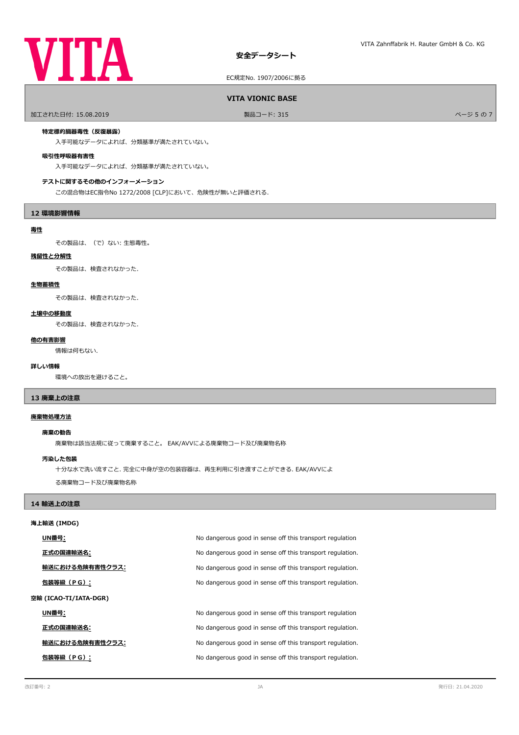### 特定標的臓器毒性（反復暴露）

入手可能なデータによれば、分類基準が満たされていない。

### 吸引性呼吸器有害性

入手可能なデータによれば、分類基準が満たされていない。

### テストに関するその他のインフォーメーション

この混合物はEC指令No 1272/2008 [CLP]において、危険性が無いと評価される.

## 12 環境影響情報

**毒性**

その製品は、（で）ない: 生態毒性。

**残留性と分解性**

その製品は、検査されなかった.

**生物蓄積性**

その製品は、検査されなかった.

**土壌中の移動度**

その製品は、検査されなかった.

**他の有害影響**

情報は何もない.

**詳しい情報**

環境への放出を避けること。

## 13 廃棄上の注意

**廃棄物処理方法**

### 廃棄の勧告

廃棄物は該当法規に従って廃棄すること。 EAK/AVVによる廃棄物コード及び廃棄物名称

### 汚染した包装

十分な水で洗い流すこと. 完全に中身が空の包装容器は、再生利用に引き渡すことができる. EAK/AVVによる廃棄物コード及び廃棄物名称

## 14 輸送上の注意

### 海上輸送 (IMDG)

| | |
|---|---|
| UN番号: | No dangerous good in sense off this transport regulation |
| 正式の国連輸送名: | No dangerous good in sense off this transport regulation. |
| 輸送における危険有害性クラス: | No dangerous good in sense off this transport regulation. |
| 包装等級（ＰＧ）: | No dangerous good in sense off this transport regulation. |

### 空輸 (ICAO-TI/IATA-DGR)

| | |
|---|---|
| UN番号: | No dangerous good in sense off this transport regulation |
| 正式の国連輸送名: | No dangerous good in sense off this transport regulation. |
| 輸送における危険有害性クラス: | No dangerous good in sense off this transport regulation. |
| 包装等級（ＰＧ）: | No dangerous good in sense off this transport regulation. |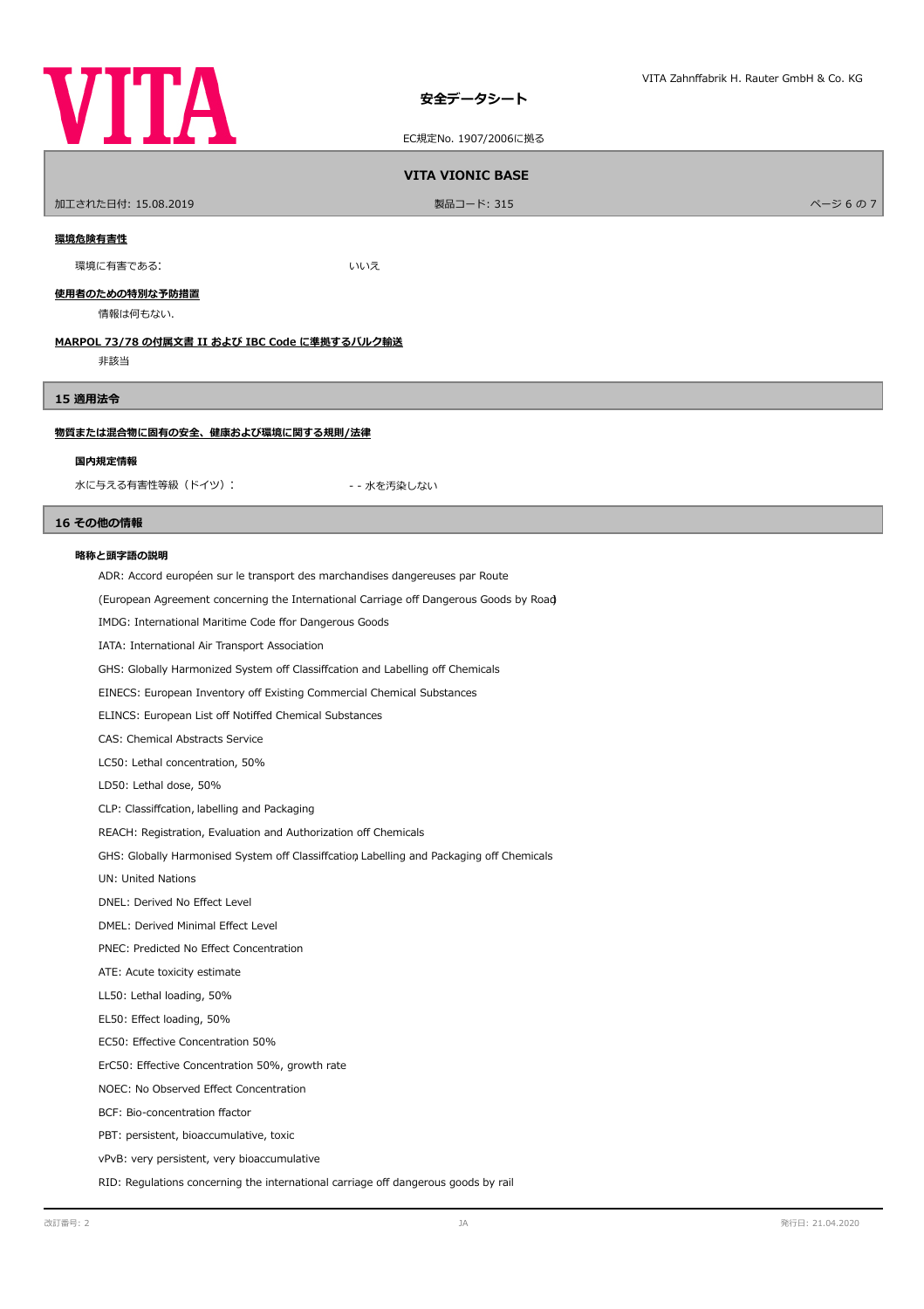**環境危険有害性**

環境に有害である: いいえ

**使用者のための特別な予防措置**

情報は何もない.

**MARPOL 73/78 の付属文書 II および IBC Code に準拠するバルク輸送**

非該当

## 15 適用法令

**物質または混合物に固有の安全、健康および環境に関する規則/法律**

**国内規定情報**

水に与える有害性等級(ドイツ): - - 水を汚染しない

## 16 その他の情報

**略称と頭字語の説明**

ADR: Accord européen sur le transport des marchandises dangereuses par Route

(European Agreement concerning the International Carriage off Dangerous Goods by Road)

IMDG: International Maritime Code ffor Dangerous Goods

IATA: International Air Transport Association

GHS: Globally Harmonized System off Classiffcation and Labelling off Chemicals

EINECS: European Inventory off Existing Commercial Chemical Substances

ELINCS: European List off Notiffed Chemical Substances

CAS: Chemical Abstracts Service

LC50: Lethal concentration, 50%

LD50: Lethal dose, 50%

CLP: Classiffcation, labelling and Packaging

REACH: Registration, Evaluation and Authorization off Chemicals

GHS: Globally Harmonised System off Classiffcation, Labelling and Packaging off Chemicals

UN: United Nations

DNEL: Derived No Effect Level

DMEL: Derived Minimal Effect Level

PNEC: Predicted No Effect Concentration

ATE: Acute toxicity estimate

LL50: Lethal loading, 50%

EL50: Effect loading, 50%

EC50: Effective Concentration 50%

ErC50: Effective Concentration 50%, growth rate

NOEC: No Observed Effect Concentration

BCF: Bio-concentration ffactor

PBT: persistent, bioaccumulative, toxic

vPvB: very persistent, very bioaccumulative

RID: Regulations concerning the international carriage off dangerous goods by rail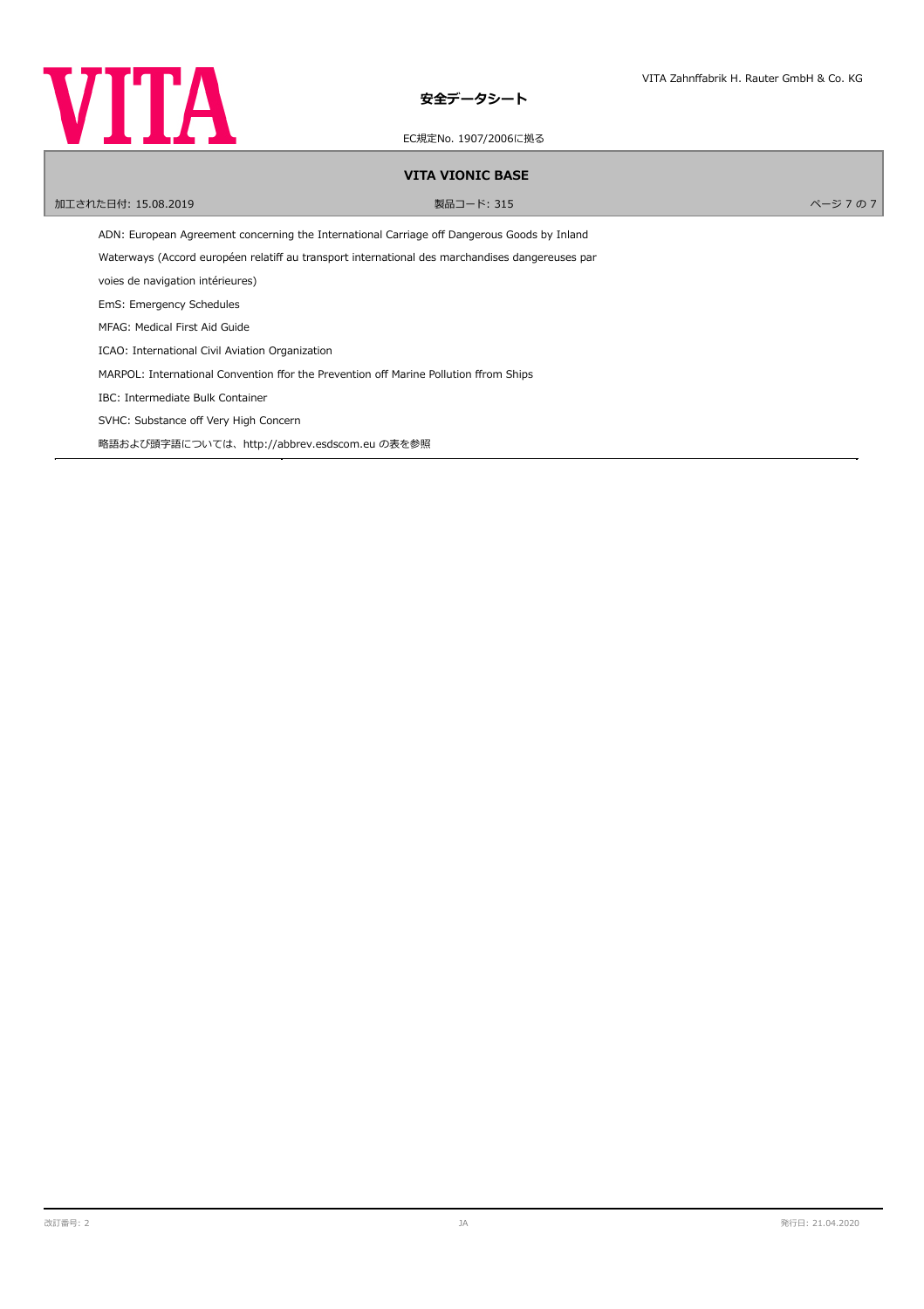ADN: European Agreement concerning the International Carriage off Dangerous Goods by Inland Waterways (Accord européen relatiff au transport international des marchandises dangereuses par voies de navigation intérieures)

EmS: Emergency Schedules

MFAG: Medical First Aid Guide

ICAO: International Civil Aviation Organization

MARPOL: International Convention ffor the Prevention off Marine Pollution ffrom Ships

IBC: Intermediate Bulk Container

SVHC: Substance off Very High Concern

略語および頭字語については、http://abbrev.esdscom.eu の表を参照